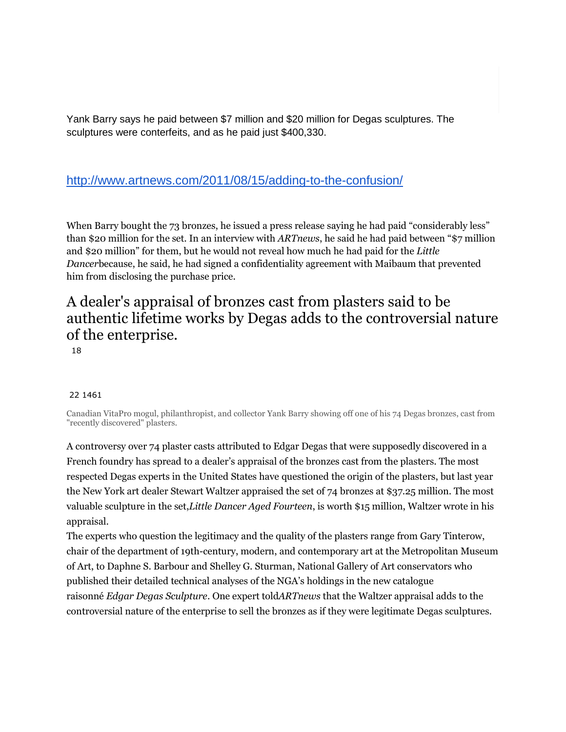Yank Barry says he paid between $7 million and $20 million for Degas sculptures. The sculptures were conterfeits, and as he paid just $400,330.

http://www.artnews.com/2011/08/15/adding-to-the-confusion/

When Barry bought the 73 bronzes, he issued a press release saying he had paid "considerably less" than $20 million for the set. In an interview with *ARTnews*, he said he had paid between "$7 million and $20 million" for them, but he would not reveal how much he had paid for the *Little Dancer*because, he said, he had signed a confidentiality agreement with Maibaum that prevented him from disclosing the purchase price.

## A dealer's appraisal of bronzes cast from plasters said to be authentic lifetime works by Degas adds to the controversial nature of the enterprise.

18

22 1461

Canadian VitaPro mogul, philanthropist, and collector Yank Barry showing off one of his 74 Degas bronzes, cast from "recently discovered" plasters.

A controversy over 74 plaster casts attributed to Edgar Degas that were supposedly discovered in a French foundry has spread to a dealer's appraisal of the bronzes cast from the plasters. The most respected Degas experts in the United States have questioned the origin of the plasters, but last year the New York art dealer Stewart Waltzer appraised the set of 74 bronzes at $37.25 million. The most valuable sculpture in the set,*Little Dancer Aged Fourteen*, is worth $15 million, Waltzer wrote in his appraisal.

The experts who question the legitimacy and the quality of the plasters range from Gary Tinterow, chair of the department of 19th-century, modern, and contemporary art at the Metropolitan Museum of Art, to Daphne S. Barbour and Shelley G. Sturman, National Gallery of Art conservators who published their detailed technical analyses of the NGA's holdings in the new catalogue raisonné *Edgar Degas Sculpture*. One expert told*ARTnews* that the Waltzer appraisal adds to the controversial nature of the enterprise to sell the bronzes as if they were legitimate Degas sculptures.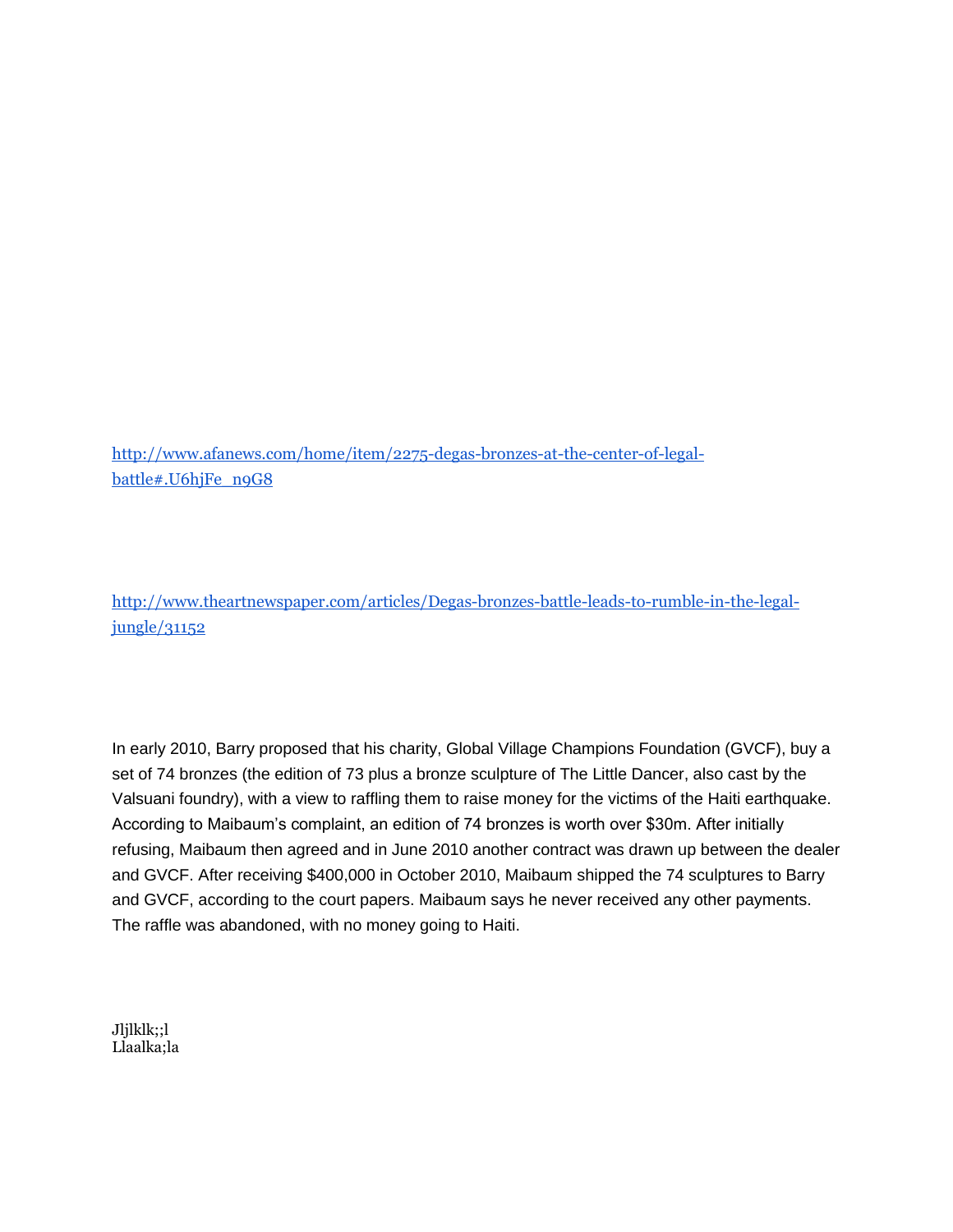[http://www.afanews.com/home/item/2275-degas-bronzes-at-the-center-of-legal-battle#.U6hjFe_n9G8](http://www.afanews.com/home/item/2275-degas-bronzes-at-the-center-of-legal-battle#.U6hjFe_n9G8)

[http://www.theartnewspaper.com/articles/Degas-bronzes-battle-leads-to-rumble-in-the-legal-jungle/31152](http://www.theartnewspaper.com/articles/Degas-bronzes-battle-leads-to-rumble-in-the-legal-jungle/31152)

In early 2010, Barry proposed that his charity, Global Village Champions Foundation (GVCF), buy a set of 74 bronzes (the edition of 73 plus a bronze sculpture of The Little Dancer, also cast by the Valsuani foundry), with a view to raffling them to raise money for the victims of the Haiti earthquake. According to Maibaum's complaint, an edition of 74 bronzes is worth over $30m. After initially refusing, Maibaum then agreed and in June 2010 another contract was drawn up between the dealer and GVCF. After receiving $400,000 in October 2010, Maibaum shipped the 74 sculptures to Barry and GVCF, according to the court papers. Maibaum says he never received any other payments. The raffle was abandoned, with no money going to Haiti.

Jljlklk;;l
Llaalka;la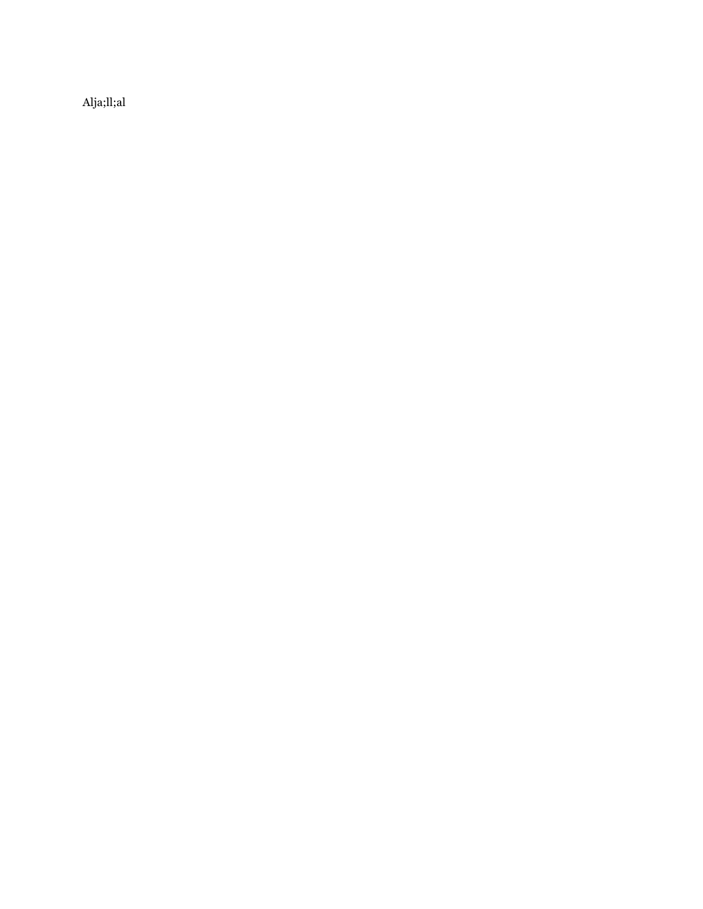Alja;ll;al